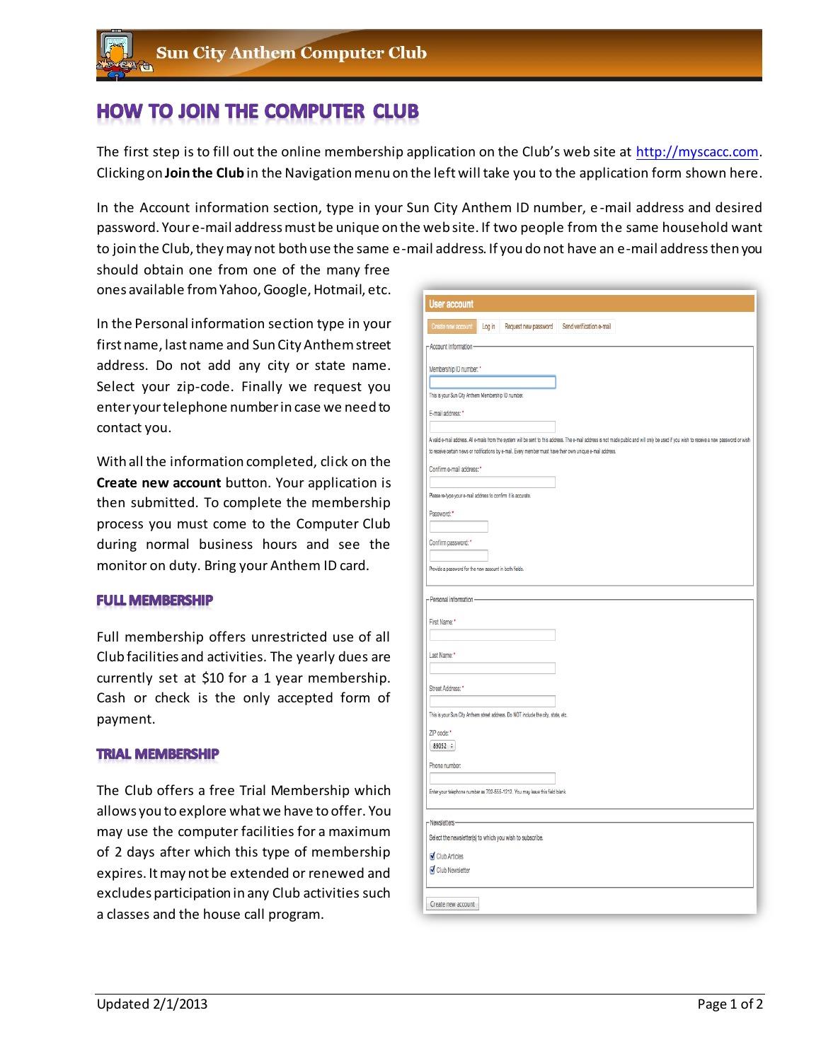# HOW TO JOIN THE COMPUTER CLUB

The first step is to fill out the online membership application on the Club's web site at http://myscacc.com. Clicking on **Join the Club** in the Navigation menu on the left will take you to the application form shown here.

In the Account information section, type in your Sun City Anthem ID number, e-mail address and desired password. Your e-mail address must be unique on the web site. If two people from the same household want to join the Club, they may not both use the same e-mail address. If you do not have an e-mail address then you should obtain one from one of the many free ones available from Yahoo, Google, Hotmail, etc.

In the Personal information section type in your first name, last name and Sun City Anthem street address. Do not add any city or state name. Select your zip-code. Finally we request you enter your telephone number in case we need to contact you.

With all the information completed, click on the **Create new account** button. Your application is then submitted. To complete the membership process you must come to the Computer Club during normal business hours and see the monitor on duty. Bring your Anthem ID card.

## FULL MEMBERSHIP

Full membership offers unrestricted use of all Club facilities and activities. The yearly dues are currently set at $10 for a 1 year membership. Cash or check is the only accepted form of payment.

## TRIAL MEMBERSHIP

The Club offers a free Trial Membership which allows you to explore what we have to offer. You may use the computer facilities for a maximum of 2 days after which this type of membership expires. It may not be extended or renewed and excludes participation in any Club activities such a classes and the house call program.

Updated 2/1/2013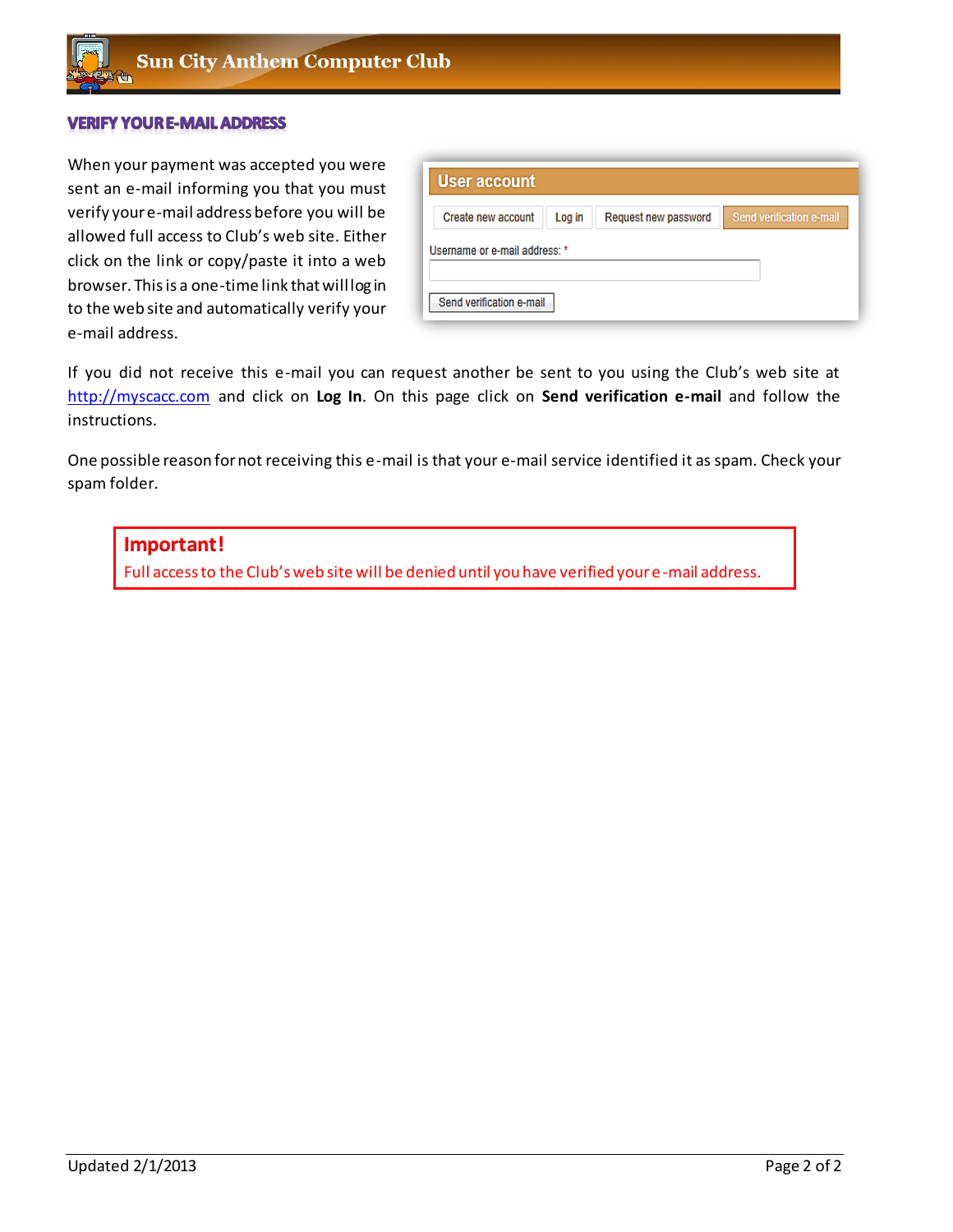## VERIFY YOUR E-MAIL ADDRESS

When your payment was accepted you were sent an e-mail informing you that you must verify your e-mail address before you will be allowed full access to Club's web site. Either click on the link or copy/paste it into a web browser. This is a one-time link that will log in to the web site and automatically verify your e-mail address.

User account

Create new account | Log in | Request new password | Send verification e-mail

Username or e-mail address: *

Send verification e-mail

If you did not receive this e-mail you can request another be sent to you using the Club's web site at http://myscacc.com and click on **Log In**. On this page click on **Send verification e-mail** and follow the instructions.

One possible reason for not receiving this e-mail is that your e-mail service identified it as spam. Check your spam folder.

**Important!**
Full access to the Club's web site will be denied until you have verified your e-mail address.

Updated 2/1/2013